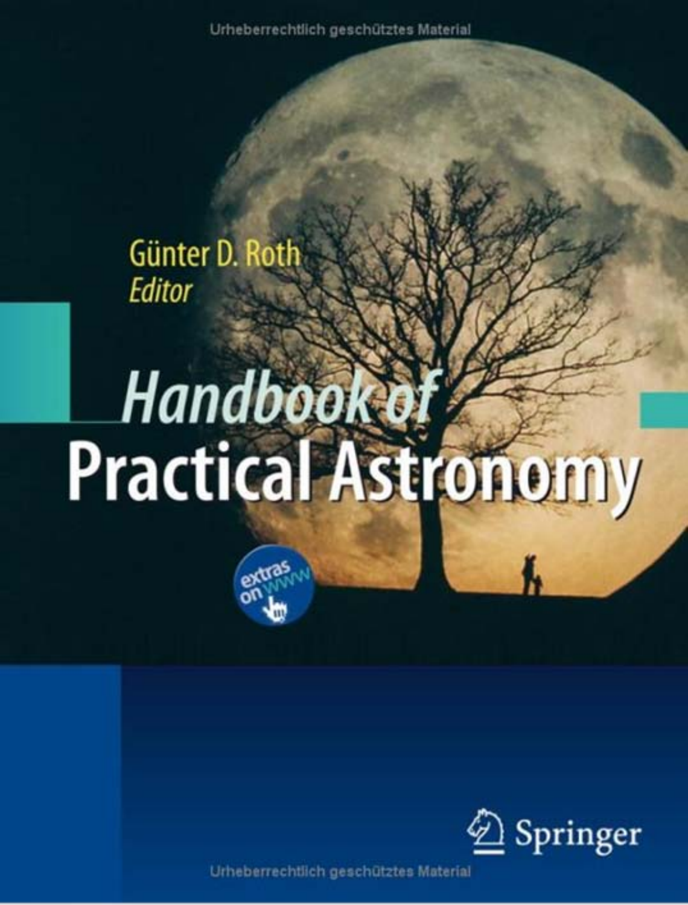Günter D. Roth
*Editor*

# *Handbook of* Practical Astronomy

extras on www

Springer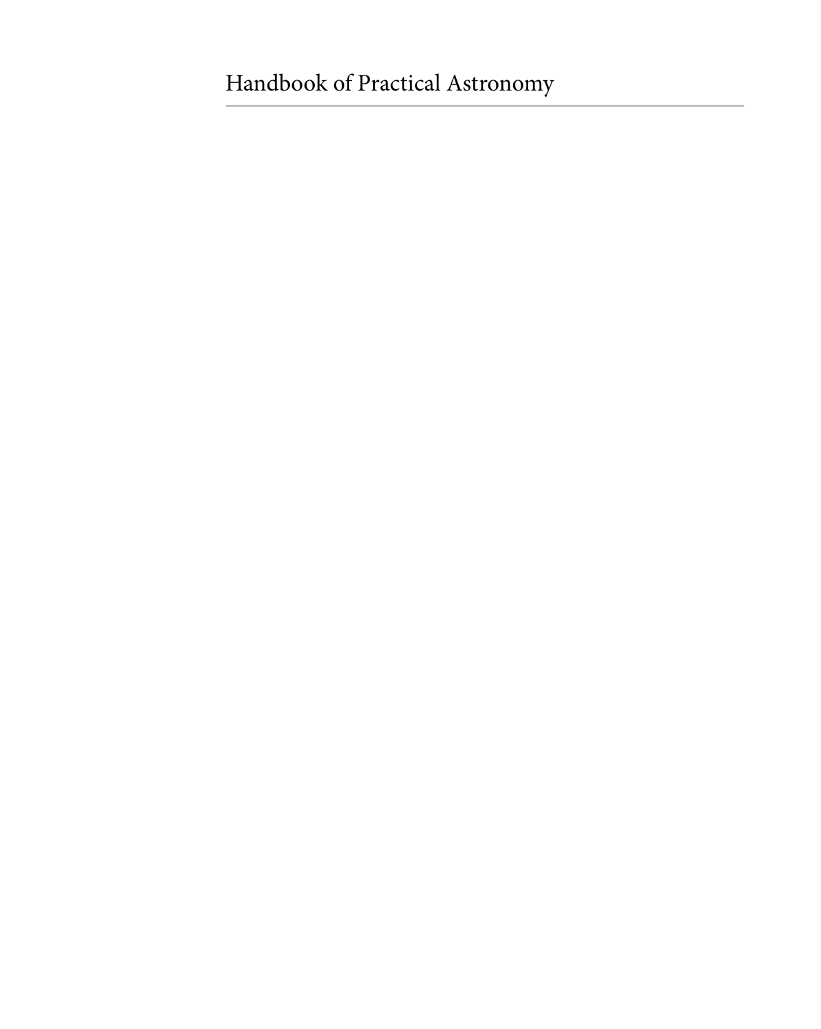# Handbook of Practical Astronomy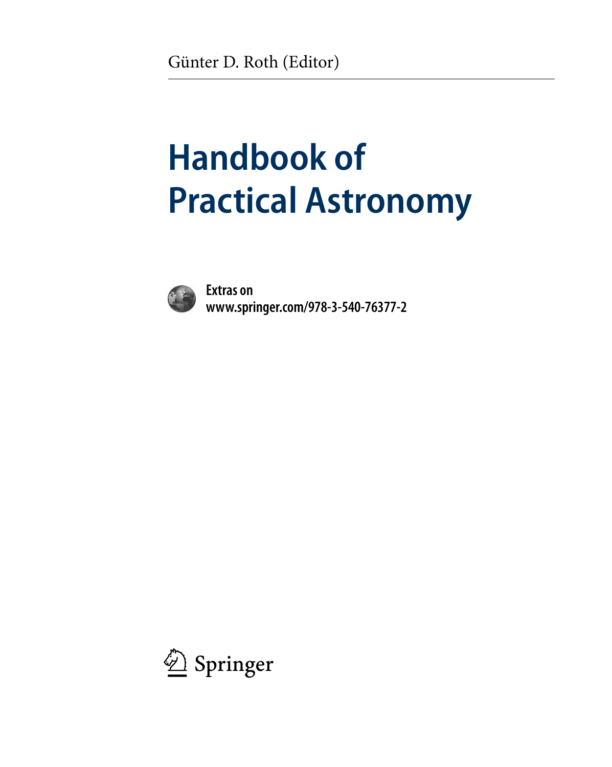Günter D. Roth (Editor)

# Handbook of Practical Astronomy

**Extras on**
**www.springer.com/978-3-540-76377-2**

Springer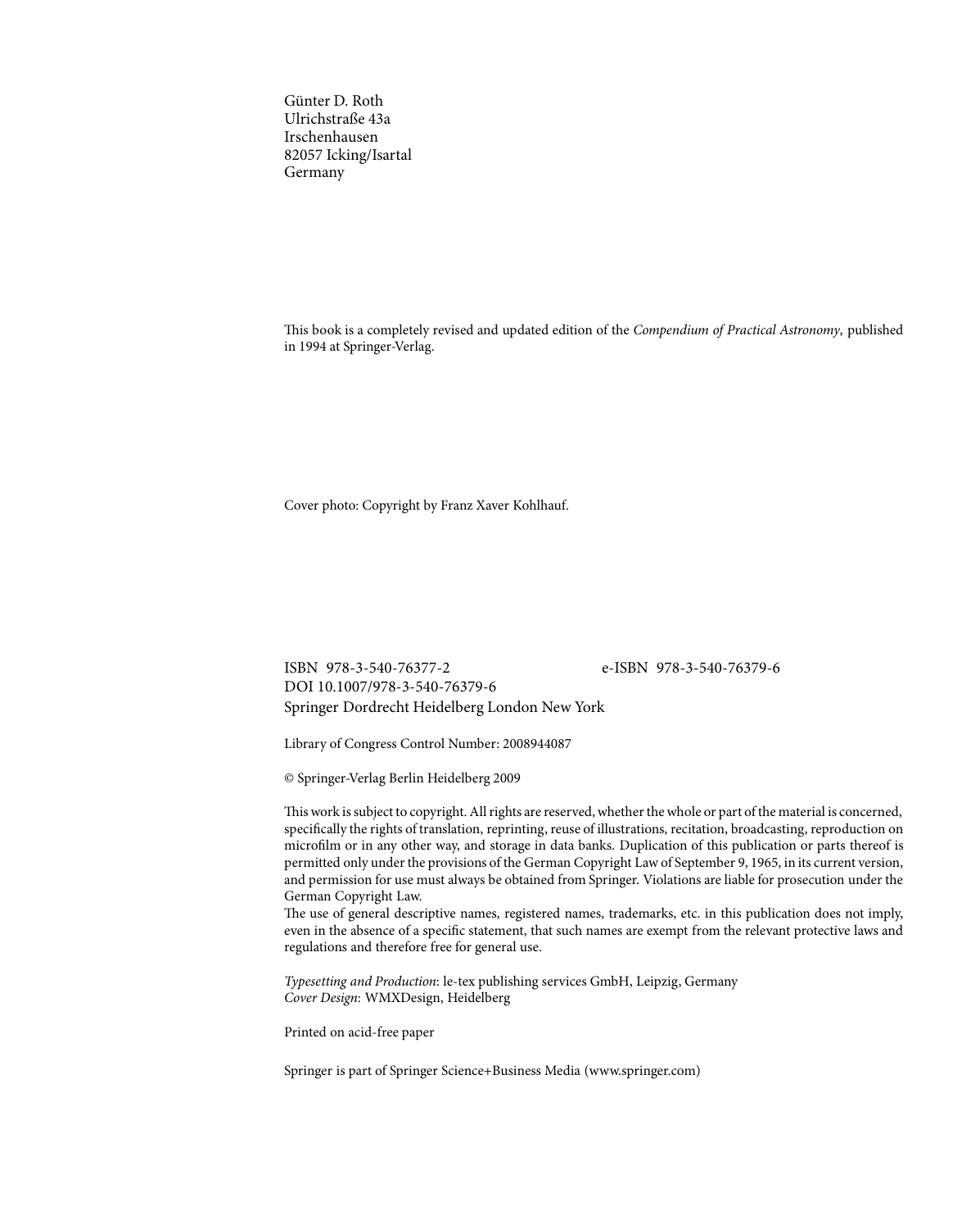Günter D. Roth
Ulrichstraße 43a
Irschenhausen
82057 Icking/Isartal
Germany

This book is a completely revised and updated edition of the *Compendium of Practical Astronomy*, published in 1994 at Springer-Verlag.

Cover photo: Copyright by Franz Xaver Kohlhauf.

ISBN 978-3-540-76377-2 e-ISBN 978-3-540-76379-6
DOI 10.1007/978-3-540-76379-6
Springer Dordrecht Heidelberg London New York

Library of Congress Control Number: 2008944087

© Springer-Verlag Berlin Heidelberg 2009

This work is subject to copyright. All rights are reserved, whether the whole or part of the material is concerned, specifically the rights of translation, reprinting, reuse of illustrations, recitation, broadcasting, reproduction on microfilm or in any other way, and storage in data banks. Duplication of this publication or parts thereof is permitted only under the provisions of the German Copyright Law of September 9, 1965, in its current version, and permission for use must always be obtained from Springer. Violations are liable for prosecution under the German Copyright Law.
The use of general descriptive names, registered names, trademarks, etc. in this publication does not imply, even in the absence of a specific statement, that such names are exempt from the relevant protective laws and regulations and therefore free for general use.

*Typesetting and Production*: le-tex publishing services GmbH, Leipzig, Germany
*Cover Design*: WMXDesign, Heidelberg

Printed on acid-free paper

Springer is part of Springer Science+Business Media (www.springer.com)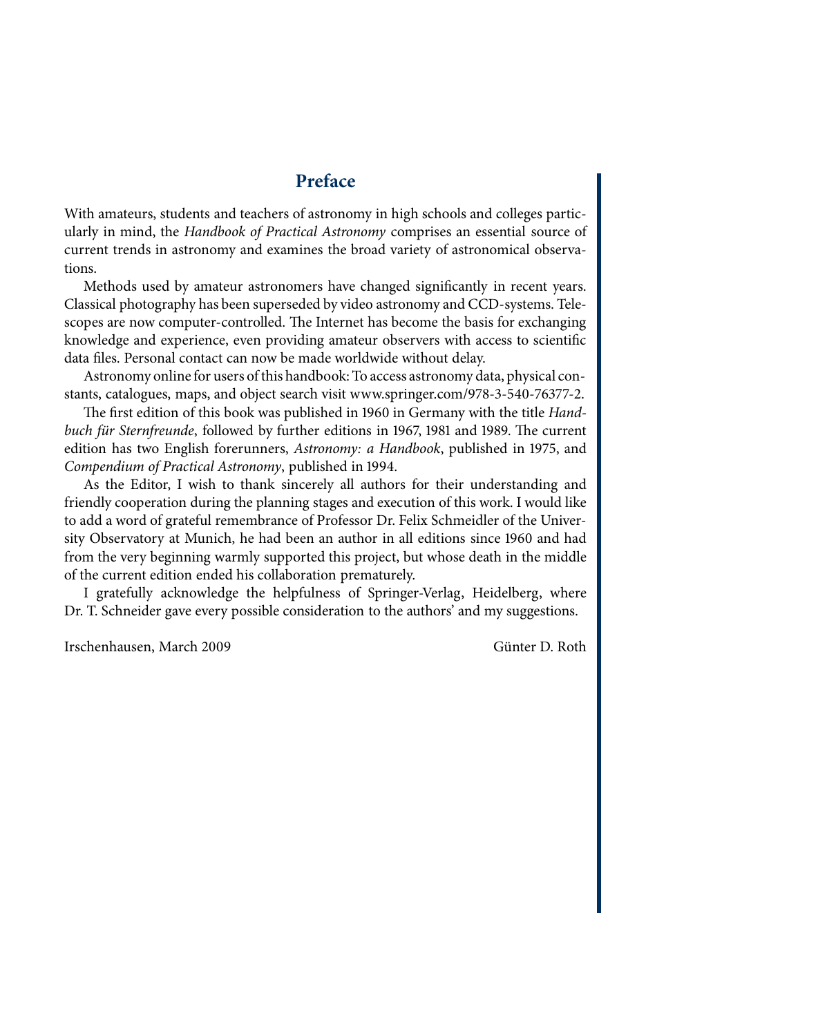# Preface

With amateurs, students and teachers of astronomy in high schools and colleges particularly in mind, the *Handbook of Practical Astronomy* comprises an essential source of current trends in astronomy and examines the broad variety of astronomical observations.

Methods used by amateur astronomers have changed significantly in recent years. Classical photography has been superseded by video astronomy and CCD-systems. Telescopes are now computer-controlled. The Internet has become the basis for exchanging knowledge and experience, even providing amateur observers with access to scientific data files. Personal contact can now be made worldwide without delay.

Astronomy online for users of this handbook: To access astronomy data, physical constants, catalogues, maps, and object search visit www.springer.com/978-3-540-76377-2.

The first edition of this book was published in 1960 in Germany with the title *Handbuch für Sternfreunde*, followed by further editions in 1967, 1981 and 1989. The current edition has two English forerunners, *Astronomy: a Handbook*, published in 1975, and *Compendium of Practical Astronomy*, published in 1994.

As the Editor, I wish to thank sincerely all authors for their understanding and friendly cooperation during the planning stages and execution of this work. I would like to add a word of grateful remembrance of Professor Dr. Felix Schmeidler of the University Observatory at Munich, he had been an author in all editions since 1960 and had from the very beginning warmly supported this project, but whose death in the middle of the current edition ended his collaboration prematurely.

I gratefully acknowledge the helpfulness of Springer-Verlag, Heidelberg, where Dr. T. Schneider gave every possible consideration to the authors' and my suggestions.

Irschenhausen, March 2009

Günter D. Roth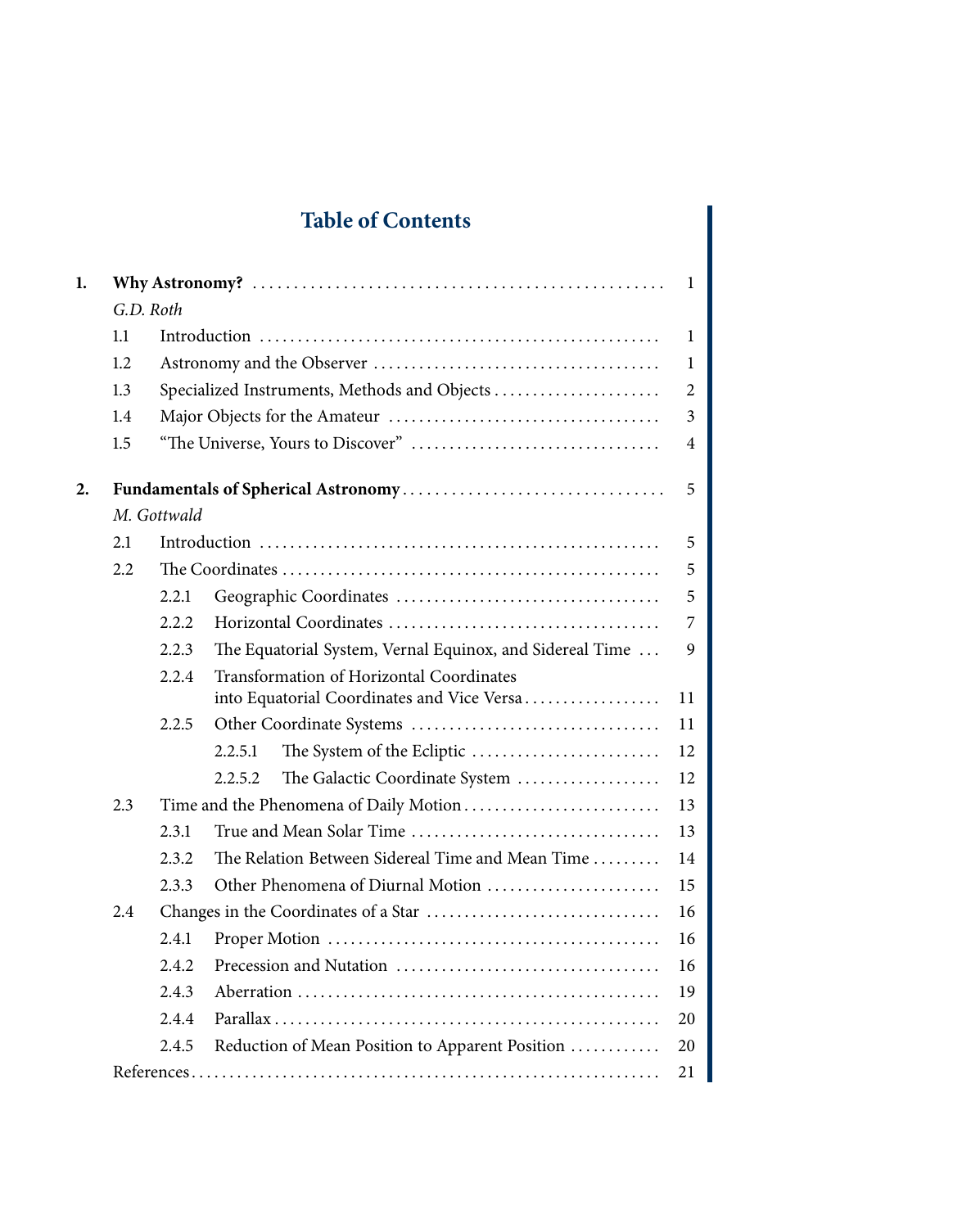# Table of Contents

**1. Why Astronomy?** ... 1

*G.D. Roth*

- 1.1 Introduction ... 1
- 1.2 Astronomy and the Observer ... 1
- 1.3 Specialized Instruments, Methods and Objects ... 2
- 1.4 Major Objects for the Amateur ... 3
- 1.5 "The Universe, Yours to Discover" ... 4

**2. Fundamentals of Spherical Astronomy** ... 5

*M. Gottwald*

- 2.1 Introduction ... 5
- 2.2 The Coordinates ... 5
  - 2.2.1 Geographic Coordinates ... 5
  - 2.2.2 Horizontal Coordinates ... 7
  - 2.2.3 The Equatorial System, Vernal Equinox, and Sidereal Time ... 9
  - 2.2.4 Transformation of Horizontal Coordinates into Equatorial Coordinates and Vice Versa ... 11
  - 2.2.5 Other Coordinate Systems ... 11
    - 2.2.5.1 The System of the Ecliptic ... 12
    - 2.2.5.2 The Galactic Coordinate System ... 12
- 2.3 Time and the Phenomena of Daily Motion ... 13
  - 2.3.1 True and Mean Solar Time ... 13
  - 2.3.2 The Relation Between Sidereal Time and Mean Time ... 14
  - 2.3.3 Other Phenomena of Diurnal Motion ... 15
- 2.4 Changes in the Coordinates of a Star ... 16
  - 2.4.1 Proper Motion ... 16
  - 2.4.2 Precession and Nutation ... 16
  - 2.4.3 Aberration ... 19
  - 2.4.4 Parallax ... 20
  - 2.4.5 Reduction of Mean Position to Apparent Position ... 20

References ... 21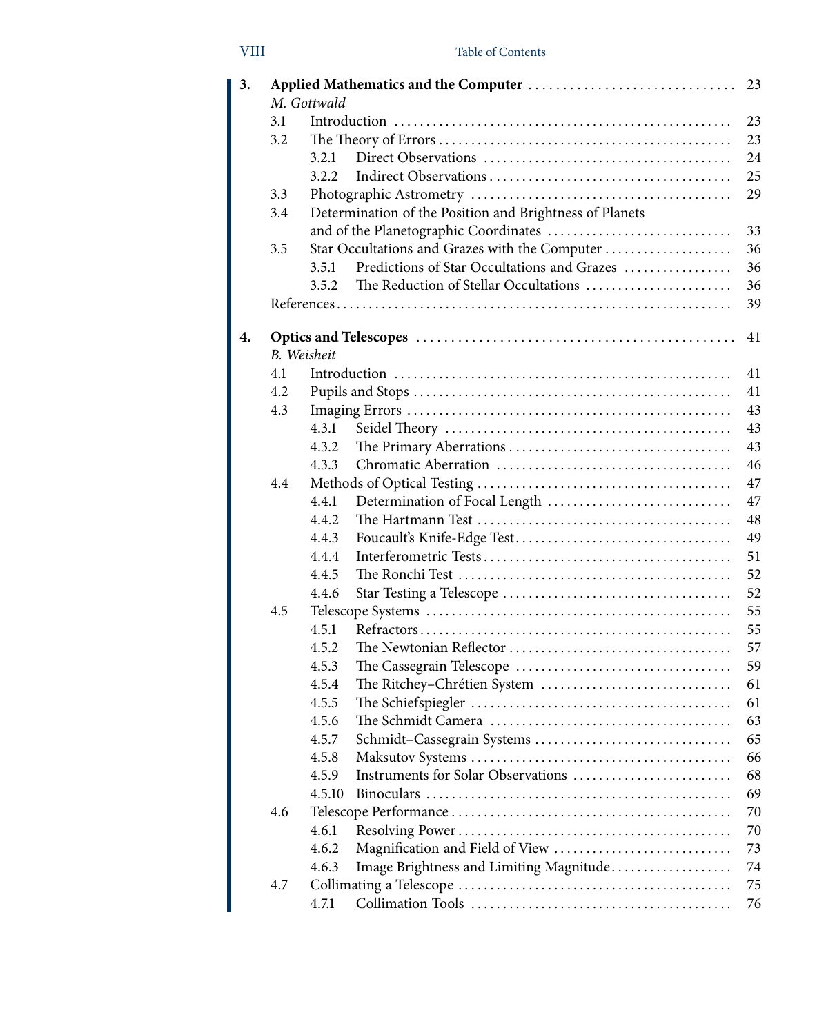| | | | |
|---|---|---|---|
| **3.** | **Applied Mathematics and the Computer** | | 23 |
| | *M. Gottwald* | | |
| | 3.1 | Introduction | 23 |
| | 3.2 | The Theory of Errors | 23 |
| | | 3.2.1 Direct Observations | 24 |
| | | 3.2.2 Indirect Observations | 25 |
| | 3.3 | Photographic Astrometry | 29 |
| | 3.4 | Determination of the Position and Brightness of Planets and of the Planetographic Coordinates | 33 |
| | 3.5 | Star Occultations and Grazes with the Computer | 36 |
| | | 3.5.1 Predictions of Star Occultations and Grazes | 36 |
| | | 3.5.2 The Reduction of Stellar Occultations | 36 |
| | References | | 39 |
| **4.** | **Optics and Telescopes** | | 41 |
| | *B. Weisheit* | | |
| | 4.1 | Introduction | 41 |
| | 4.2 | Pupils and Stops | 41 |
| | 4.3 | Imaging Errors | 43 |
| | | 4.3.1 Seidel Theory | 43 |
| | | 4.3.2 The Primary Aberrations | 43 |
| | | 4.3.3 Chromatic Aberration | 46 |
| | 4.4 | Methods of Optical Testing | 47 |
| | | 4.4.1 Determination of Focal Length | 47 |
| | | 4.4.2 The Hartmann Test | 48 |
| | | 4.4.3 Foucault's Knife-Edge Test | 49 |
| | | 4.4.4 Interferometric Tests | 51 |
| | | 4.4.5 The Ronchi Test | 52 |
| | | 4.4.6 Star Testing a Telescope | 52 |
| | 4.5 | Telescope Systems | 55 |
| | | 4.5.1 Refractors | 55 |
| | | 4.5.2 The Newtonian Reflector | 57 |
| | | 4.5.3 The Cassegrain Telescope | 59 |
| | | 4.5.4 The Ritchey–Chrétien System | 61 |
| | | 4.5.5 The Schiefspiegler | 61 |
| | | 4.5.6 The Schmidt Camera | 63 |
| | | 4.5.7 Schmidt–Cassegrain Systems | 65 |
| | | 4.5.8 Maksutov Systems | 66 |
| | | 4.5.9 Instruments for Solar Observations | 68 |
| | | 4.5.10 Binoculars | 69 |
| | 4.6 | Telescope Performance | 70 |
| | | 4.6.1 Resolving Power | 70 |
| | | 4.6.2 Magnification and Field of View | 73 |
| | | 4.6.3 Image Brightness and Limiting Magnitude | 74 |
| | 4.7 | Collimating a Telescope | 75 |
| | | 4.7.1 Collimation Tools | 76 |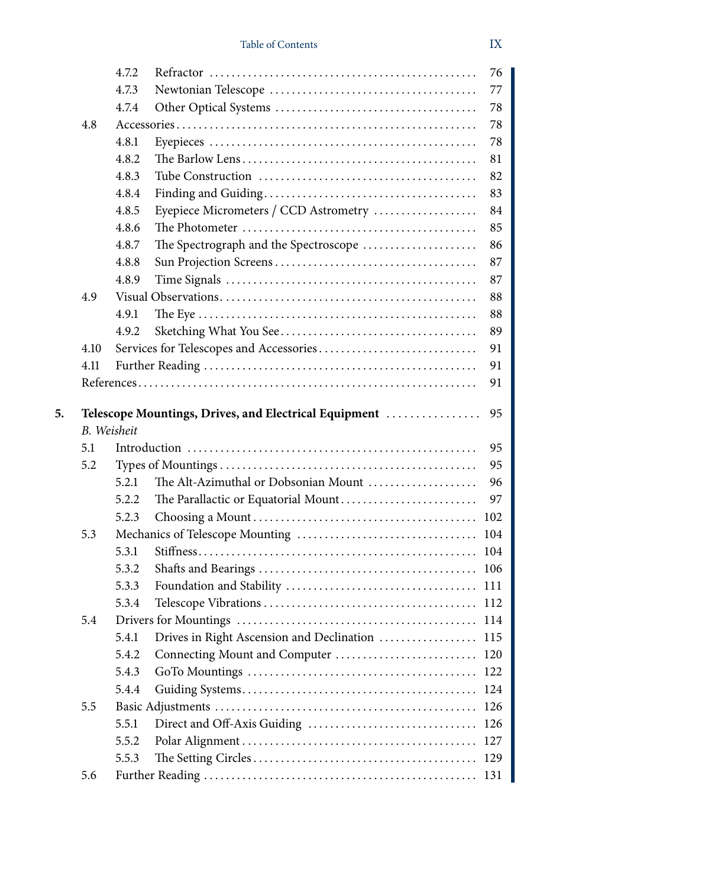| | | | |
|---|---|---|---|
| | 4.7.2 | Refractor | 76 |
| | 4.7.3 | Newtonian Telescope | 77 |
| | 4.7.4 | Other Optical Systems | 78 |
| 4.8 | | Accessories | 78 |
| | 4.8.1 | Eyepieces | 78 |
| | 4.8.2 | The Barlow Lens | 81 |
| | 4.8.3 | Tube Construction | 82 |
| | 4.8.4 | Finding and Guiding | 83 |
| | 4.8.5 | Eyepiece Micrometers / CCD Astrometry | 84 |
| | 4.8.6 | The Photometer | 85 |
| | 4.8.7 | The Spectrograph and the Spectroscope | 86 |
| | 4.8.8 | Sun Projection Screens | 87 |
| | 4.8.9 | Time Signals | 87 |
| 4.9 | | Visual Observations | 88 |
| | 4.9.1 | The Eye | 88 |
| | 4.9.2 | Sketching What You See | 89 |
| 4.10 | | Services for Telescopes and Accessories | 91 |
| 4.11 | | Further Reading | 91 |
| References | | | 91 |

**5. Telescope Mountings, Drives, and Electrical Equipment** ........ 95

*B. Weisheit*

| | | | |
|---|---|---|---|
| 5.1 | | Introduction | 95 |
| 5.2 | | Types of Mountings | 95 |
| | 5.2.1 | The Alt-Azimuthal or Dobsonian Mount | 96 |
| | 5.2.2 | The Parallactic or Equatorial Mount | 97 |
| | 5.2.3 | Choosing a Mount | 102 |
| 5.3 | | Mechanics of Telescope Mounting | 104 |
| | 5.3.1 | Stiffness | 104 |
| | 5.3.2 | Shafts and Bearings | 106 |
| | 5.3.3 | Foundation and Stability | 111 |
| | 5.3.4 | Telescope Vibrations | 112 |
| 5.4 | | Drivers for Mountings | 114 |
| | 5.4.1 | Drives in Right Ascension and Declination | 115 |
| | 5.4.2 | Connecting Mount and Computer | 120 |
| | 5.4.3 | GoTo Mountings | 122 |
| | 5.4.4 | Guiding Systems | 124 |
| 5.5 | | Basic Adjustments | 126 |
| | 5.5.1 | Direct and Off-Axis Guiding | 126 |
| | 5.5.2 | Polar Alignment | 127 |
| | 5.5.3 | The Setting Circles | 129 |
| 5.6 | | Further Reading | 131 |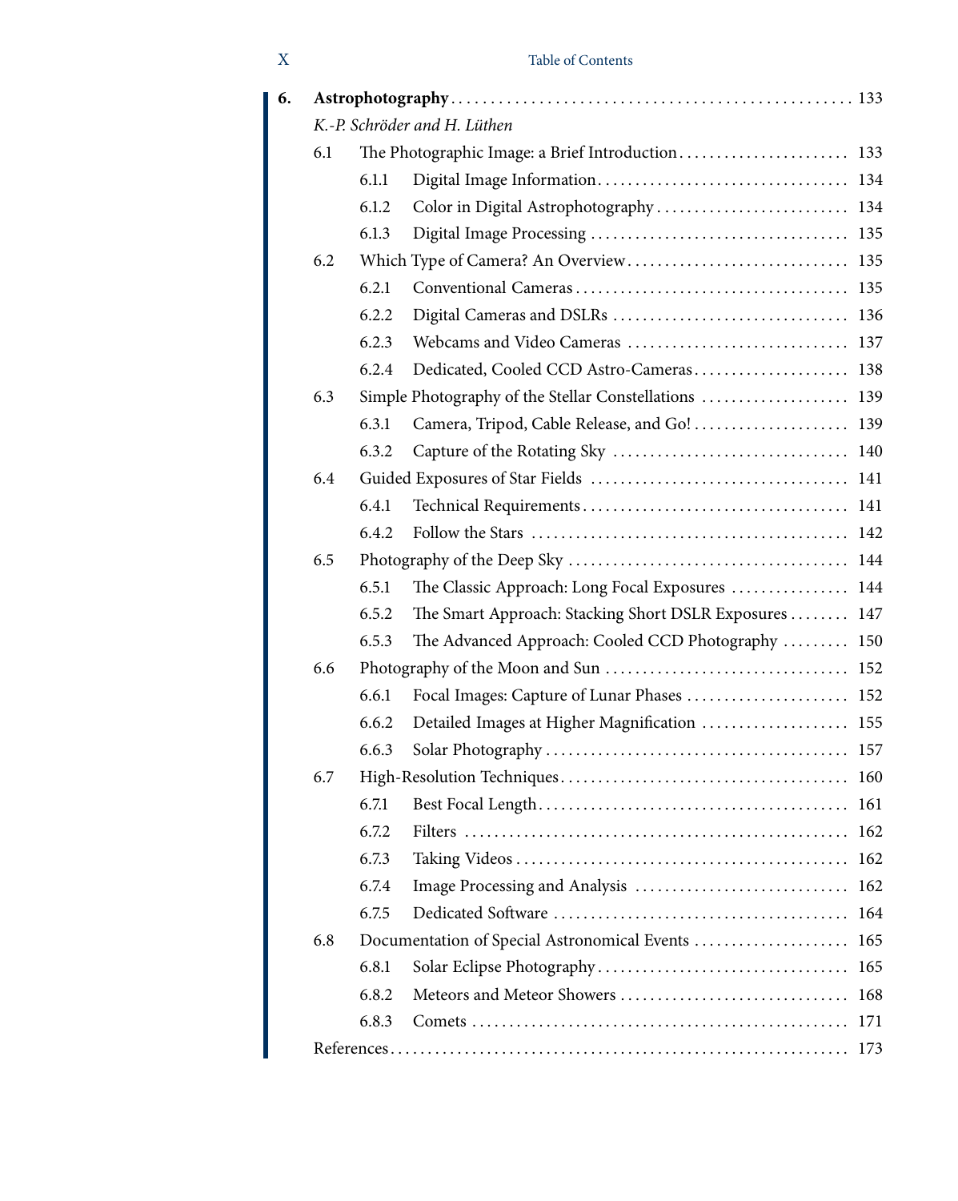**6. Astrophotography** . . . . . . . . . . 133

*K.-P. Schröder and H. Lüthen*

- 6.1 The Photographic Image: a Brief Introduction . . . . . . . . . . 133
  - 6.1.1 Digital Image Information . . . . . . . . . . 134
  - 6.1.2 Color in Digital Astrophotography . . . . . . . . . . 134
  - 6.1.3 Digital Image Processing . . . . . . . . . . 135
- 6.2 Which Type of Camera? An Overview . . . . . . . . . . 135
  - 6.2.1 Conventional Cameras . . . . . . . . . . 135
  - 6.2.2 Digital Cameras and DSLRs . . . . . . . . . . 136
  - 6.2.3 Webcams and Video Cameras . . . . . . . . . . 137
  - 6.2.4 Dedicated, Cooled CCD Astro-Cameras . . . . . . . . . . 138
- 6.3 Simple Photography of the Stellar Constellations . . . . . . . . . . 139
  - 6.3.1 Camera, Tripod, Cable Release, and Go! . . . . . . . . . . 139
  - 6.3.2 Capture of the Rotating Sky . . . . . . . . . . 140
- 6.4 Guided Exposures of Star Fields . . . . . . . . . . 141
  - 6.4.1 Technical Requirements . . . . . . . . . . 141
  - 6.4.2 Follow the Stars . . . . . . . . . . 142
- 6.5 Photography of the Deep Sky . . . . . . . . . . 144
  - 6.5.1 The Classic Approach: Long Focal Exposures . . . . . . . . . . 144
  - 6.5.2 The Smart Approach: Stacking Short DSLR Exposures . . . . . . . . . . 147
  - 6.5.3 The Advanced Approach: Cooled CCD Photography . . . . . . . . . . 150
- 6.6 Photography of the Moon and Sun . . . . . . . . . . 152
  - 6.6.1 Focal Images: Capture of Lunar Phases . . . . . . . . . . 152
  - 6.6.2 Detailed Images at Higher Magnification . . . . . . . . . . 155
  - 6.6.3 Solar Photography . . . . . . . . . . 157
- 6.7 High-Resolution Techniques . . . . . . . . . . 160
  - 6.7.1 Best Focal Length . . . . . . . . . . 161
  - 6.7.2 Filters . . . . . . . . . . 162
  - 6.7.3 Taking Videos . . . . . . . . . . 162
  - 6.7.4 Image Processing and Analysis . . . . . . . . . . 162
  - 6.7.5 Dedicated Software . . . . . . . . . . 164
- 6.8 Documentation of Special Astronomical Events . . . . . . . . . . 165
  - 6.8.1 Solar Eclipse Photography . . . . . . . . . . 165
  - 6.8.2 Meteors and Meteor Showers . . . . . . . . . . 168
  - 6.8.3 Comets . . . . . . . . . . 171

References . . . . . . . . . . 173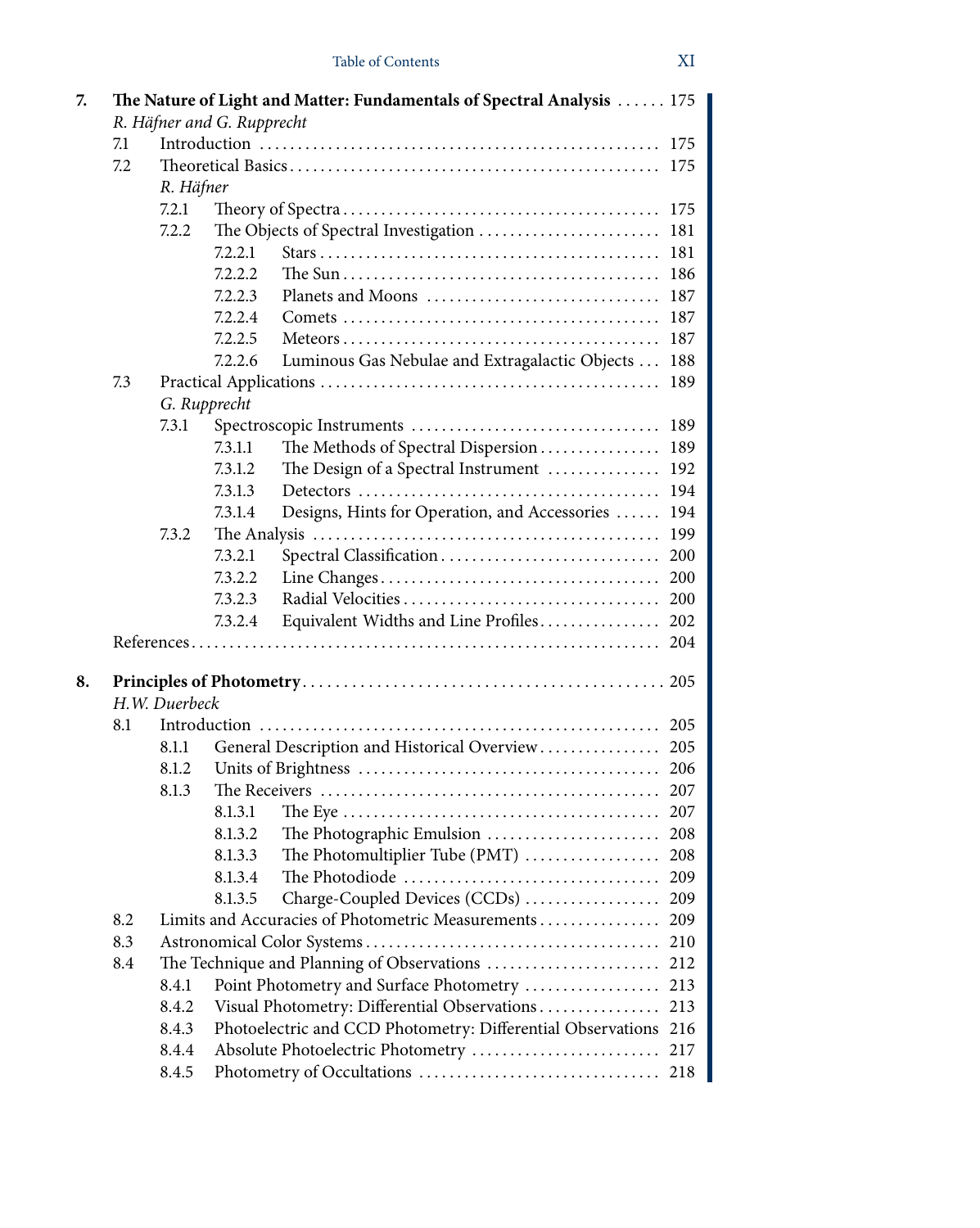**7. The Nature of Light and Matter: Fundamentals of Spectral Analysis** ...... 175
*R. Häfner and G. Rupprecht*

- 7.1 Introduction ... 175
- 7.2 Theoretical Basics ... 175
  *R. Häfner*
  - 7.2.1 Theory of Spectra ... 175
  - 7.2.2 The Objects of Spectral Investigation ... 181
    - 7.2.2.1 Stars ... 181
    - 7.2.2.2 The Sun ... 186
    - 7.2.2.3 Planets and Moons ... 187
    - 7.2.2.4 Comets ... 187
    - 7.2.2.5 Meteors ... 187
    - 7.2.2.6 Luminous Gas Nebulae and Extragalactic Objects ... 188
- 7.3 Practical Applications ... 189
  *G. Rupprecht*
  - 7.3.1 Spectroscopic Instruments ... 189
    - 7.3.1.1 The Methods of Spectral Dispersion ... 189
    - 7.3.1.2 The Design of a Spectral Instrument ... 192
    - 7.3.1.3 Detectors ... 194
    - 7.3.1.4 Designs, Hints for Operation, and Accessories ... 194
  - 7.3.2 The Analysis ... 199
    - 7.3.2.1 Spectral Classification ... 200
    - 7.3.2.2 Line Changes ... 200
    - 7.3.2.3 Radial Velocities ... 200
    - 7.3.2.4 Equivalent Widths and Line Profiles ... 202
- References ... 204

**8. Principles of Photometry** ... 205
*H.W. Duerbeck*

- 8.1 Introduction ... 205
  - 8.1.1 General Description and Historical Overview ... 205
  - 8.1.2 Units of Brightness ... 206
  - 8.1.3 The Receivers ... 207
    - 8.1.3.1 The Eye ... 207
    - 8.1.3.2 The Photographic Emulsion ... 208
    - 8.1.3.3 The Photomultiplier Tube (PMT) ... 208
    - 8.1.3.4 The Photodiode ... 209
    - 8.1.3.5 Charge-Coupled Devices (CCDs) ... 209
- 8.2 Limits and Accuracies of Photometric Measurements ... 209
- 8.3 Astronomical Color Systems ... 210
- 8.4 The Technique and Planning of Observations ... 212
  - 8.4.1 Point Photometry and Surface Photometry ... 213
  - 8.4.2 Visual Photometry: Differential Observations ... 213
  - 8.4.3 Photoelectric and CCD Photometry: Differential Observations 216
  - 8.4.4 Absolute Photoelectric Photometry ... 217
  - 8.4.5 Photometry of Occultations ... 218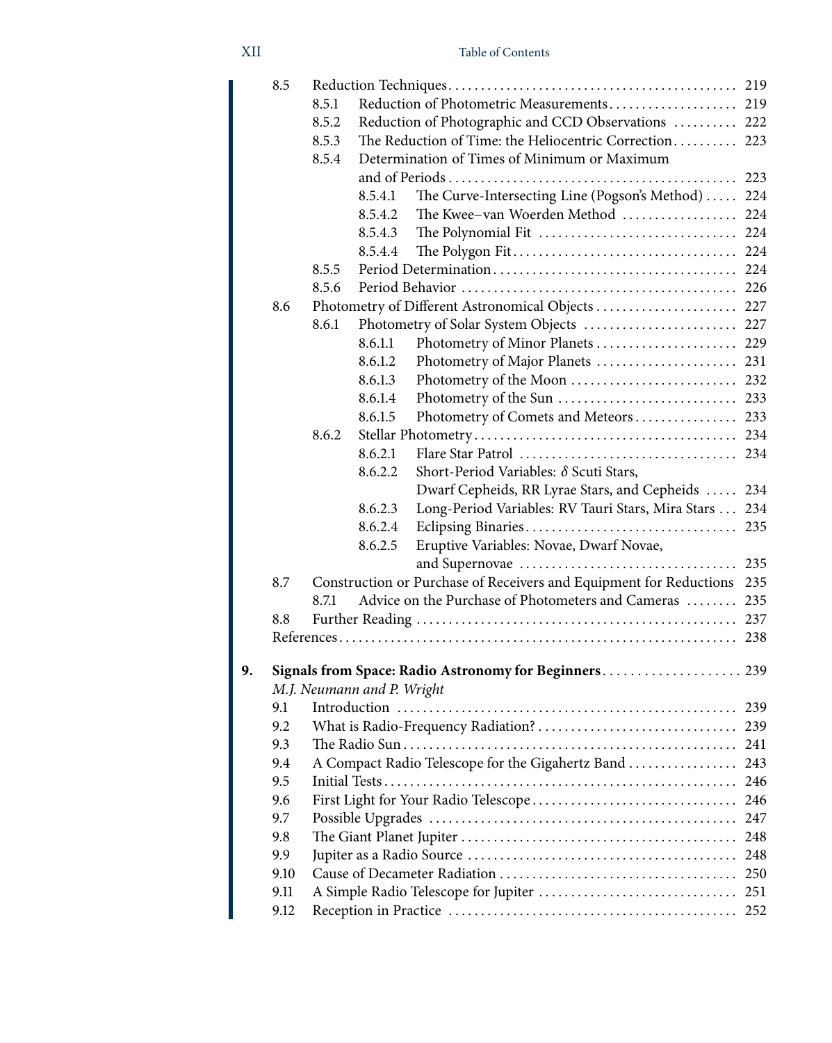8.5 Reduction Techniques .......... 219
  8.5.1 Reduction of Photometric Measurements .......... 219
  8.5.2 Reduction of Photographic and CCD Observations .......... 222
  8.5.3 The Reduction of Time: the Heliocentric Correction .......... 223
  8.5.4 Determination of Times of Minimum or Maximum and of Periods .......... 223
    8.5.4.1 The Curve-Intersecting Line (Pogson's Method) .......... 224
    8.5.4.2 The Kwee–van Woerden Method .......... 224
    8.5.4.3 The Polynomial Fit .......... 224
    8.5.4.4 The Polygon Fit .......... 224
  8.5.5 Period Determination .......... 224
  8.5.6 Period Behavior .......... 226

8.6 Photometry of Different Astronomical Objects .......... 227
  8.6.1 Photometry of Solar System Objects .......... 227
    8.6.1.1 Photometry of Minor Planets .......... 229
    8.6.1.2 Photometry of Major Planets .......... 231
    8.6.1.3 Photometry of the Moon .......... 232
    8.6.1.4 Photometry of the Sun .......... 233
    8.6.1.5 Photometry of Comets and Meteors .......... 233
  8.6.2 Stellar Photometry .......... 234
    8.6.2.1 Flare Star Patrol .......... 234
    8.6.2.2 Short-Period Variables: $\delta$ Scuti Stars, Dwarf Cepheids, RR Lyrae Stars, and Cepheids .......... 234
    8.6.2.3 Long-Period Variables: RV Tauri Stars, Mira Stars .......... 234
    8.6.2.4 Eclipsing Binaries .......... 235
    8.6.2.5 Eruptive Variables: Novae, Dwarf Novae, and Supernovae .......... 235

8.7 Construction or Purchase of Receivers and Equipment for Reductions .......... 235
  8.7.1 Advice on the Purchase of Photometers and Cameras .......... 235

8.8 Further Reading .......... 237

References .......... 238

**9. Signals from Space: Radio Astronomy for Beginners .......... 239**

*M.J. Neumann and P. Wright*

9.1 Introduction .......... 239
9.2 What is Radio-Frequency Radiation? .......... 239
9.3 The Radio Sun .......... 241
9.4 A Compact Radio Telescope for the Gigahertz Band .......... 243
9.5 Initial Tests .......... 246
9.6 First Light for Your Radio Telescope .......... 246
9.7 Possible Upgrades .......... 247
9.8 The Giant Planet Jupiter .......... 248
9.9 Jupiter as a Radio Source .......... 248
9.10 Cause of Decameter Radiation .......... 250
9.11 A Simple Radio Telescope for Jupiter .......... 251
9.12 Reception in Practice .......... 252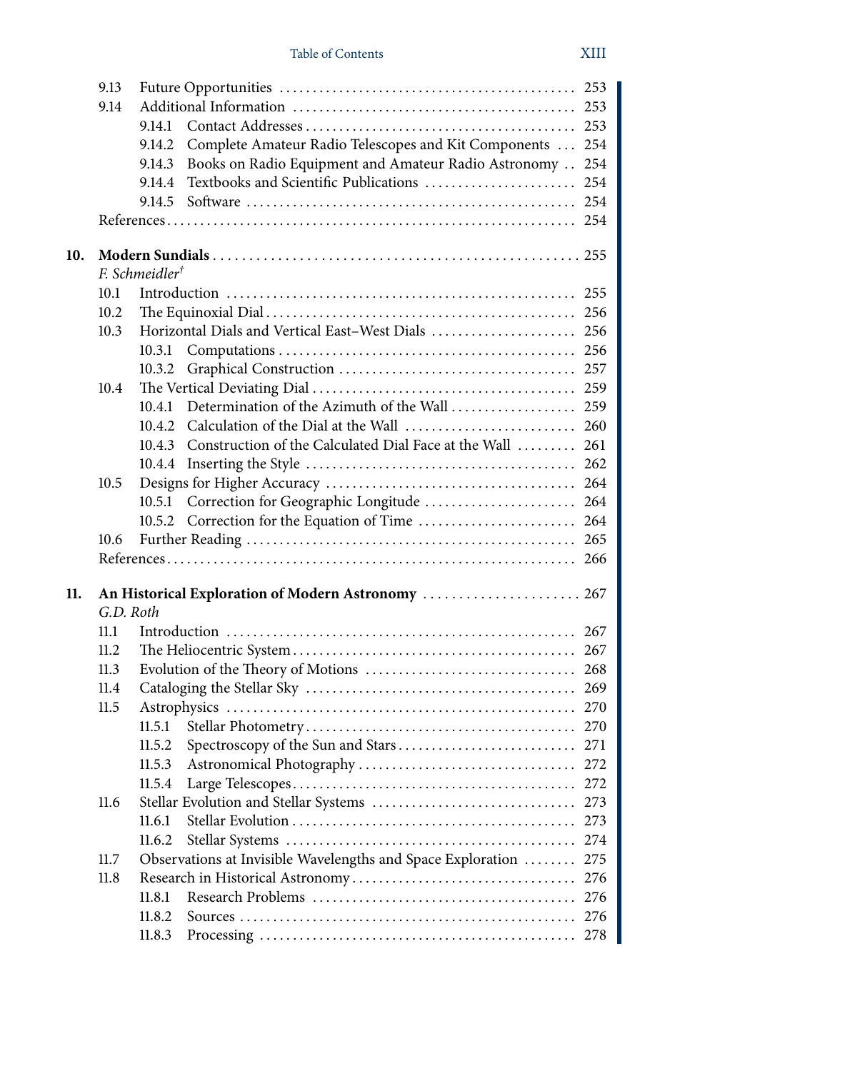| | | |
|---|---|---|
| 9.13 | Future Opportunities | 253 |
| 9.14 | Additional Information | 253 |
| | 9.14.1 Contact Addresses | 253 |
| | 9.14.2 Complete Amateur Radio Telescopes and Kit Components | 254 |
| | 9.14.3 Books on Radio Equipment and Amateur Radio Astronomy | 254 |
| | 9.14.4 Textbooks and Scientific Publications | 254 |
| | 9.14.5 Software | 254 |
| References | | 254 |

**10. Modern Sundials** ........ 255
*F. Schmeidler*†

| | | |
|---|---|---|
| 10.1 | Introduction | 255 |
| 10.2 | The Equinoxial Dial | 256 |
| 10.3 | Horizontal Dials and Vertical East–West Dials | 256 |
| | 10.3.1 Computations | 256 |
| | 10.3.2 Graphical Construction | 257 |
| 10.4 | The Vertical Deviating Dial | 259 |
| | 10.4.1 Determination of the Azimuth of the Wall | 259 |
| | 10.4.2 Calculation of the Dial at the Wall | 260 |
| | 10.4.3 Construction of the Calculated Dial Face at the Wall | 261 |
| | 10.4.4 Inserting the Style | 262 |
| 10.5 | Designs for Higher Accuracy | 264 |
| | 10.5.1 Correction for Geographic Longitude | 264 |
| | 10.5.2 Correction for the Equation of Time | 264 |
| 10.6 | Further Reading | 265 |
| References | | 266 |

**11. An Historical Exploration of Modern Astronomy** ........ 267
*G.D. Roth*

| | | |
|---|---|---|
| 11.1 | Introduction | 267 |
| 11.2 | The Heliocentric System | 267 |
| 11.3 | Evolution of the Theory of Motions | 268 |
| 11.4 | Cataloging the Stellar Sky | 269 |
| 11.5 | Astrophysics | 270 |
| | 11.5.1 Stellar Photometry | 270 |
| | 11.5.2 Spectroscopy of the Sun and Stars | 271 |
| | 11.5.3 Astronomical Photography | 272 |
| | 11.5.4 Large Telescopes | 272 |
| 11.6 | Stellar Evolution and Stellar Systems | 273 |
| | 11.6.1 Stellar Evolution | 273 |
| | 11.6.2 Stellar Systems | 274 |
| 11.7 | Observations at Invisible Wavelengths and Space Exploration | 275 |
| 11.8 | Research in Historical Astronomy | 276 |
| | 11.8.1 Research Problems | 276 |
| | 11.8.2 Sources | 276 |
| | 11.8.3 Processing | 278 |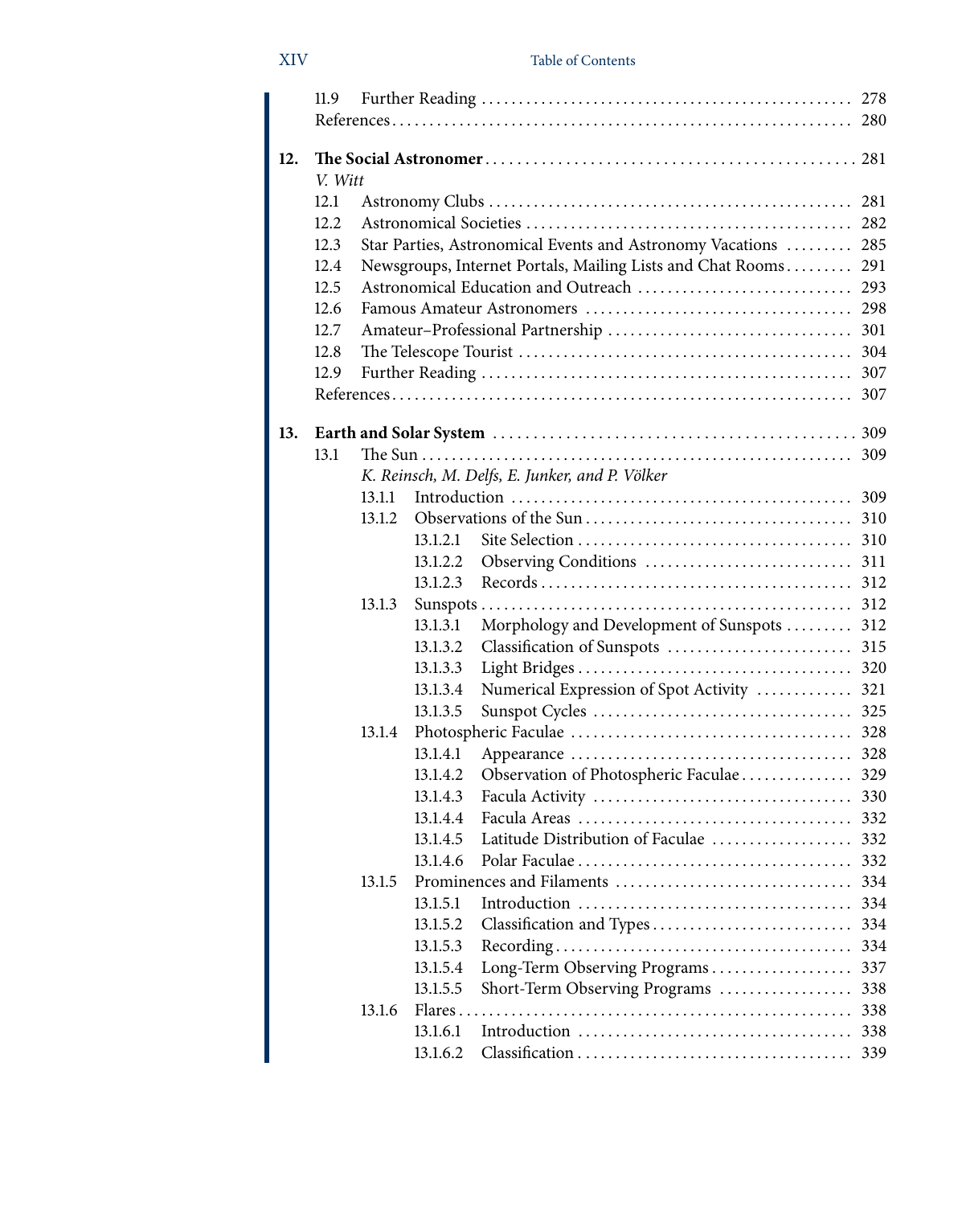11.9 Further Reading ... 278
References ... 280

**12. The Social Astronomer** ... 281
*V. Witt*

12.1 Astronomy Clubs ... 281
12.2 Astronomical Societies ... 282
12.3 Star Parties, Astronomical Events and Astronomy Vacations ... 285
12.4 Newsgroups, Internet Portals, Mailing Lists and Chat Rooms ... 291
12.5 Astronomical Education and Outreach ... 293
12.6 Famous Amateur Astronomers ... 298
12.7 Amateur–Professional Partnership ... 301
12.8 The Telescope Tourist ... 304
12.9 Further Reading ... 307
References ... 307

**13. Earth and Solar System** ... 309

13.1 The Sun ... 309
*K. Reinsch, M. Delfs, E. Junker, and P. Völker*

13.1.1 Introduction ... 309
13.1.2 Observations of the Sun ... 310
13.1.2.1 Site Selection ... 310
13.1.2.2 Observing Conditions ... 311
13.1.2.3 Records ... 312
13.1.3 Sunspots ... 312
13.1.3.1 Morphology and Development of Sunspots ... 312
13.1.3.2 Classification of Sunspots ... 315
13.1.3.3 Light Bridges ... 320
13.1.3.4 Numerical Expression of Spot Activity ... 321
13.1.3.5 Sunspot Cycles ... 325
13.1.4 Photospheric Faculae ... 328
13.1.4.1 Appearance ... 328
13.1.4.2 Observation of Photospheric Faculae ... 329
13.1.4.3 Facula Activity ... 330
13.1.4.4 Facula Areas ... 332
13.1.4.5 Latitude Distribution of Faculae ... 332
13.1.4.6 Polar Faculae ... 332
13.1.5 Prominences and Filaments ... 334
13.1.5.1 Introduction ... 334
13.1.5.2 Classification and Types ... 334
13.1.5.3 Recording ... 334
13.1.5.4 Long-Term Observing Programs ... 337
13.1.5.5 Short-Term Observing Programs ... 338
13.1.6 Flares ... 338
13.1.6.1 Introduction ... 338
13.1.6.2 Classification ... 339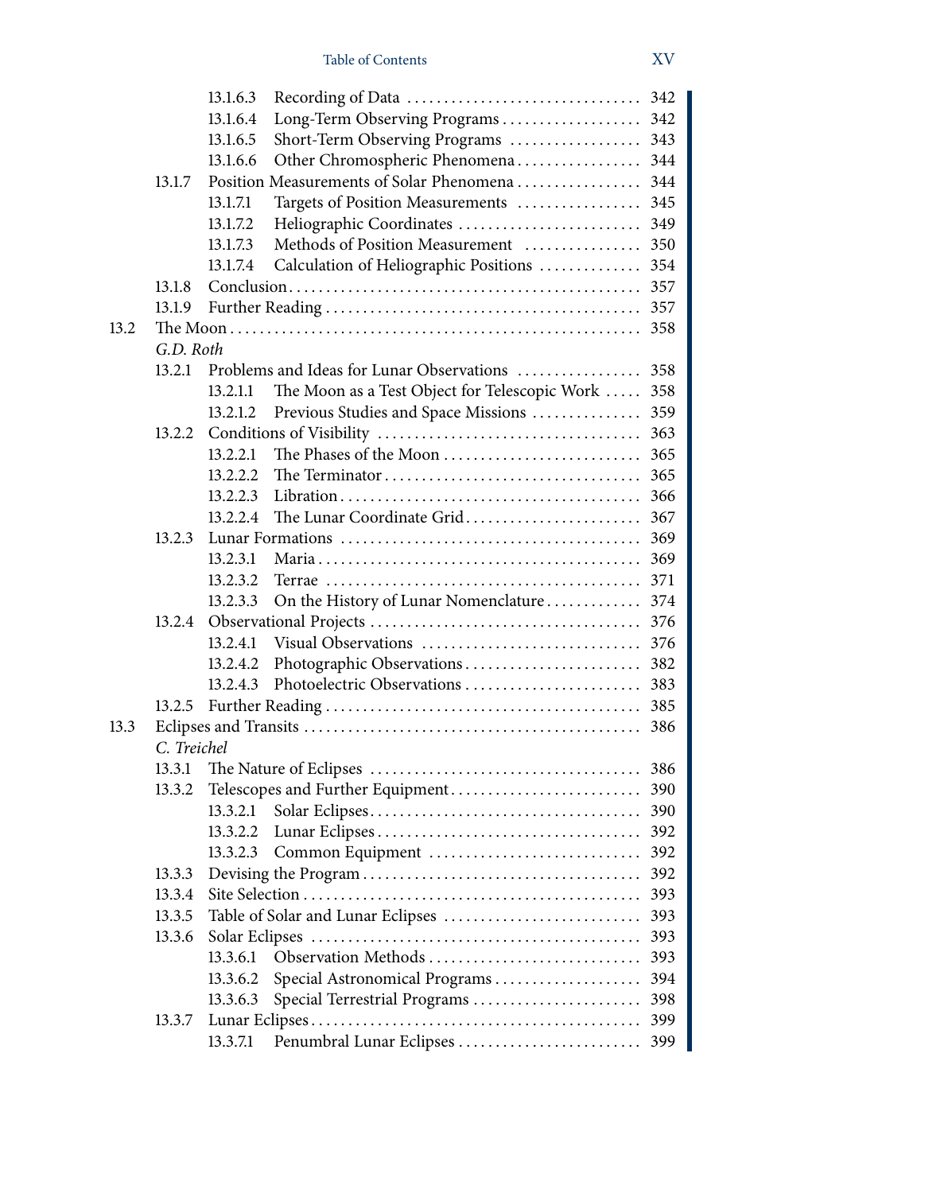| | | | | |
|---|---|---|---|---|
| | | 13.1.6.3 | Recording of Data | 342 |
| | | 13.1.6.4 | Long-Term Observing Programs | 342 |
| | | 13.1.6.5 | Short-Term Observing Programs | 343 |
| | | 13.1.6.6 | Other Chromospheric Phenomena | 344 |
| | 13.1.7 | Position Measurements of Solar Phenomena | | 344 |
| | | 13.1.7.1 | Targets of Position Measurements | 345 |
| | | 13.1.7.2 | Heliographic Coordinates | 349 |
| | | 13.1.7.3 | Methods of Position Measurement | 350 |
| | | 13.1.7.4 | Calculation of Heliographic Positions | 354 |
| | 13.1.8 | Conclusion | | 357 |
| | 13.1.9 | Further Reading | | 357 |
| 13.2 | The Moon | | | 358 |
| | *G.D. Roth* | | | |
| | 13.2.1 | Problems and Ideas for Lunar Observations | | 358 |
| | | 13.2.1.1 | The Moon as a Test Object for Telescopic Work | 358 |
| | | 13.2.1.2 | Previous Studies and Space Missions | 359 |
| | 13.2.2 | Conditions of Visibility | | 363 |
| | | 13.2.2.1 | The Phases of the Moon | 365 |
| | | 13.2.2.2 | The Terminator | 365 |
| | | 13.2.2.3 | Libration | 366 |
| | | 13.2.2.4 | The Lunar Coordinate Grid | 367 |
| | 13.2.3 | Lunar Formations | | 369 |
| | | 13.2.3.1 | Maria | 369 |
| | | 13.2.3.2 | Terrae | 371 |
| | | 13.2.3.3 | On the History of Lunar Nomenclature | 374 |
| | 13.2.4 | Observational Projects | | 376 |
| | | 13.2.4.1 | Visual Observations | 376 |
| | | 13.2.4.2 | Photographic Observations | 382 |
| | | 13.2.4.3 | Photoelectric Observations | 383 |
| | 13.2.5 | Further Reading | | 385 |
| 13.3 | Eclipses and Transits | | | 386 |
| | *C. Treichel* | | | |
| | 13.3.1 | The Nature of Eclipses | | 386 |
| | 13.3.2 | Telescopes and Further Equipment | | 390 |
| | | 13.3.2.1 | Solar Eclipses | 390 |
| | | 13.3.2.2 | Lunar Eclipses | 392 |
| | | 13.3.2.3 | Common Equipment | 392 |
| | 13.3.3 | Devising the Program | | 392 |
| | 13.3.4 | Site Selection | | 393 |
| | 13.3.5 | Table of Solar and Lunar Eclipses | | 393 |
| | 13.3.6 | Solar Eclipses | | 393 |
| | | 13.3.6.1 | Observation Methods | 393 |
| | | 13.3.6.2 | Special Astronomical Programs | 394 |
| | | 13.3.6.3 | Special Terrestrial Programs | 398 |
| | 13.3.7 | Lunar Eclipses | | 399 |
| | | 13.3.7.1 | Penumbral Lunar Eclipses | 399 |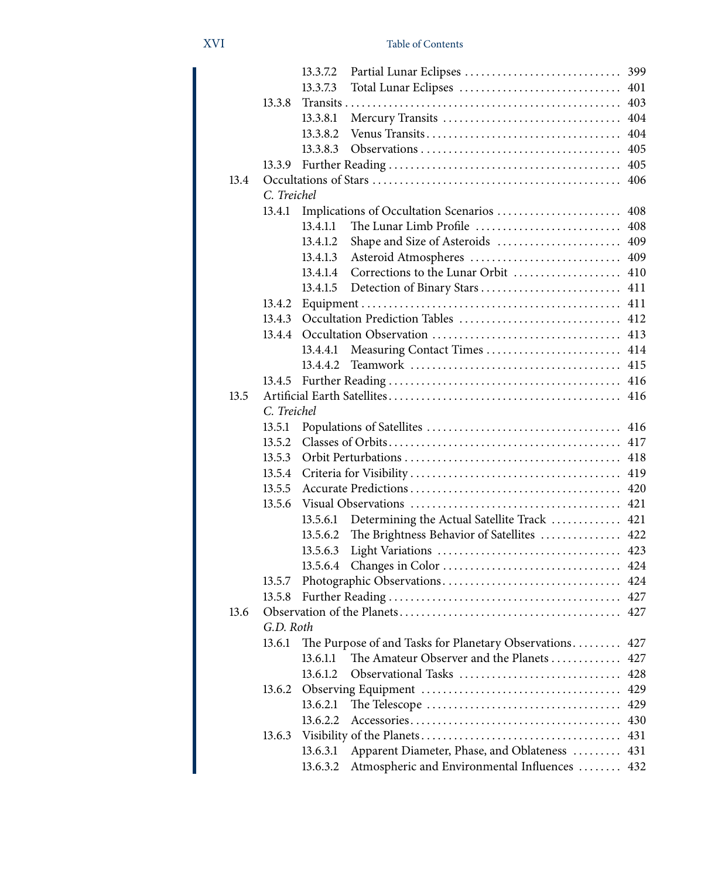| | | | |
|---|---|---|---|
| | | 13.3.7.2 Partial Lunar Eclipses | 399 |
| | | 13.3.7.3 Total Lunar Eclipses | 401 |
| | 13.3.8 | Transits | 403 |
| | | 13.3.8.1 Mercury Transits | 404 |
| | | 13.3.8.2 Venus Transits | 404 |
| | | 13.3.8.3 Observations | 405 |
| | 13.3.9 | Further Reading | 405 |
| 13.4 | Occultations of Stars | | 406 |
| | *C. Treichel* | | |
| | 13.4.1 | Implications of Occultation Scenarios | 408 |
| | | 13.4.1.1 The Lunar Limb Profile | 408 |
| | | 13.4.1.2 Shape and Size of Asteroids | 409 |
| | | 13.4.1.3 Asteroid Atmospheres | 409 |
| | | 13.4.1.4 Corrections to the Lunar Orbit | 410 |
| | | 13.4.1.5 Detection of Binary Stars | 411 |
| | 13.4.2 | Equipment | 411 |
| | 13.4.3 | Occultation Prediction Tables | 412 |
| | 13.4.4 | Occultation Observation | 413 |
| | | 13.4.4.1 Measuring Contact Times | 414 |
| | | 13.4.4.2 Teamwork | 415 |
| | 13.4.5 | Further Reading | 416 |
| 13.5 | Artificial Earth Satellites | | 416 |
| | *C. Treichel* | | |
| | 13.5.1 | Populations of Satellites | 416 |
| | 13.5.2 | Classes of Orbits | 417 |
| | 13.5.3 | Orbit Perturbations | 418 |
| | 13.5.4 | Criteria for Visibility | 419 |
| | 13.5.5 | Accurate Predictions | 420 |
| | 13.5.6 | Visual Observations | 421 |
| | | 13.5.6.1 Determining the Actual Satellite Track | 421 |
| | | 13.5.6.2 The Brightness Behavior of Satellites | 422 |
| | | 13.5.6.3 Light Variations | 423 |
| | | 13.5.6.4 Changes in Color | 424 |
| | 13.5.7 | Photographic Observations | 424 |
| | 13.5.8 | Further Reading | 427 |
| 13.6 | Observation of the Planets | | 427 |
| | *G.D. Roth* | | |
| | 13.6.1 | The Purpose of and Tasks for Planetary Observations | 427 |
| | | 13.6.1.1 The Amateur Observer and the Planets | 427 |
| | | 13.6.1.2 Observational Tasks | 428 |
| | 13.6.2 | Observing Equipment | 429 |
| | | 13.6.2.1 The Telescope | 429 |
| | | 13.6.2.2 Accessories | 430 |
| | 13.6.3 | Visibility of the Planets | 431 |
| | | 13.6.3.1 Apparent Diameter, Phase, and Oblateness | 431 |
| | | 13.6.3.2 Atmospheric and Environmental Influences | 432 |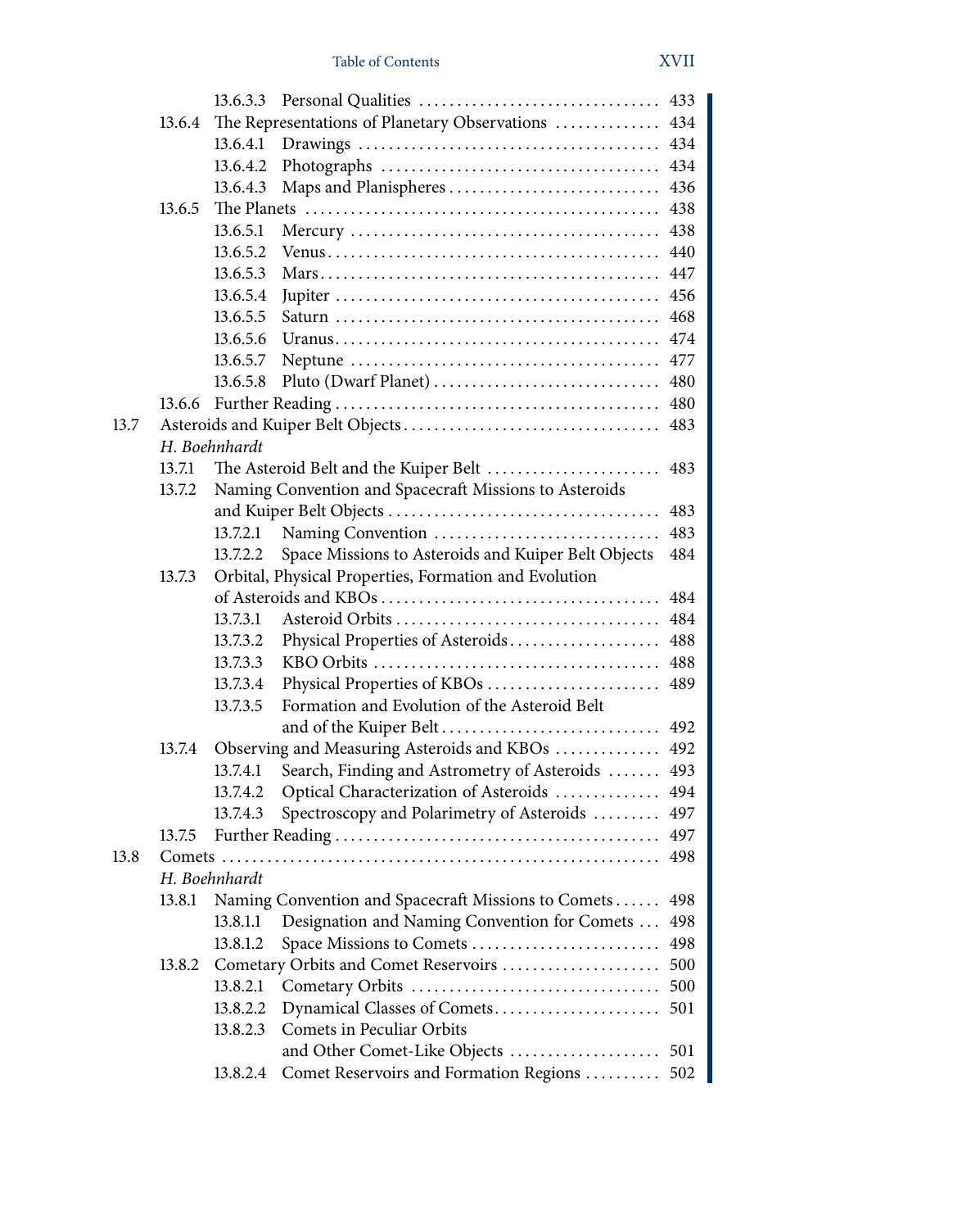13.6.3.3 Personal Qualities ... 433

13.6.4 The Representations of Planetary Observations ... 434

13.6.4.1 Drawings ... 434

13.6.4.2 Photographs ... 434

13.6.4.3 Maps and Planispheres ... 436

13.6.5 The Planets ... 438

13.6.5.1 Mercury ... 438

13.6.5.2 Venus ... 440

13.6.5.3 Mars ... 447

13.6.5.4 Jupiter ... 456

13.6.5.5 Saturn ... 468

13.6.5.6 Uranus ... 474

13.6.5.7 Neptune ... 477

13.6.5.8 Pluto (Dwarf Planet) ... 480

13.6.6 Further Reading ... 480

13.7 Asteroids and Kuiper Belt Objects ... 483
*H. Boehnhardt*

13.7.1 The Asteroid Belt and the Kuiper Belt ... 483

13.7.2 Naming Convention and Spacecraft Missions to Asteroids and Kuiper Belt Objects ... 483

13.7.2.1 Naming Convention ... 483

13.7.2.2 Space Missions to Asteroids and Kuiper Belt Objects 484

13.7.3 Orbital, Physical Properties, Formation and Evolution of Asteroids and KBOs ... 484

13.7.3.1 Asteroid Orbits ... 484

13.7.3.2 Physical Properties of Asteroids ... 488

13.7.3.3 KBO Orbits ... 488

13.7.3.4 Physical Properties of KBOs ... 489

13.7.3.5 Formation and Evolution of the Asteroid Belt and of the Kuiper Belt ... 492

13.7.4 Observing and Measuring Asteroids and KBOs ... 492

13.7.4.1 Search, Finding and Astrometry of Asteroids ... 493

13.7.4.2 Optical Characterization of Asteroids ... 494

13.7.4.3 Spectroscopy and Polarimetry of Asteroids ... 497

13.7.5 Further Reading ... 497

13.8 Comets ... 498
*H. Boehnhardt*

13.8.1 Naming Convention and Spacecraft Missions to Comets ... 498

13.8.1.1 Designation and Naming Convention for Comets ... 498

13.8.1.2 Space Missions to Comets ... 498

13.8.2 Cometary Orbits and Comet Reservoirs ... 500

13.8.2.1 Cometary Orbits ... 500

13.8.2.2 Dynamical Classes of Comets ... 501

13.8.2.3 Comets in Peculiar Orbits and Other Comet-Like Objects ... 501

13.8.2.4 Comet Reservoirs and Formation Regions ... 502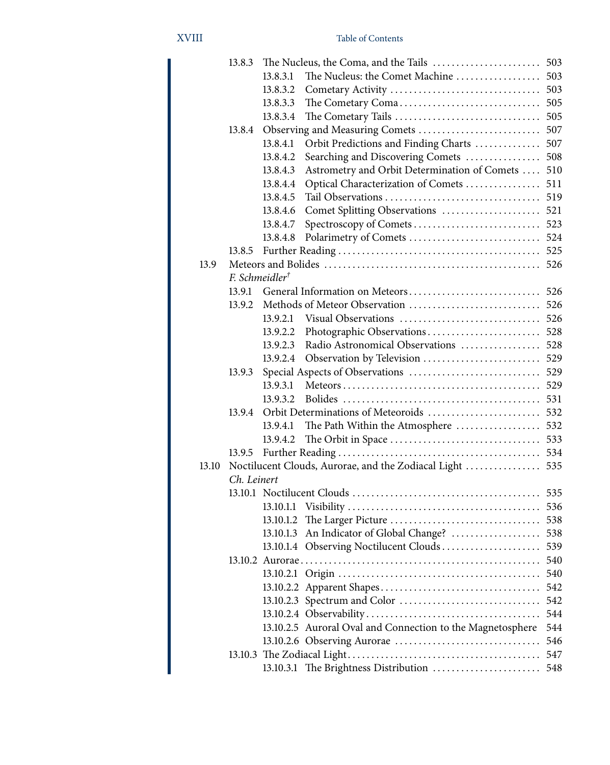- 13.8.3 The Nucleus, the Coma, and the Tails ....................... 503
  - 13.8.3.1 The Nucleus: the Comet Machine .................. 503
  - 13.8.3.2 Cometary Activity ................................ 503
  - 13.8.3.3 The Cometary Coma ............................. 505
  - 13.8.3.4 The Cometary Tails .............................. 505
- 13.8.4 Observing and Measuring Comets .......................... 507
  - 13.8.4.1 Orbit Predictions and Finding Charts ............. 507
  - 13.8.4.2 Searching and Discovering Comets ................ 508
  - 13.8.4.3 Astrometry and Orbit Determination of Comets .... 510
  - 13.8.4.4 Optical Characterization of Comets ................ 511
  - 13.8.4.5 Tail Observations ................................. 519
  - 13.8.4.6 Comet Splitting Observations ..................... 521
  - 13.8.4.7 Spectroscopy of Comets ........................... 523
  - 13.8.4.8 Polarimetry of Comets ............................ 524
- 13.8.5 Further Reading ........................................... 525

13.9 Meteors and Bolides ............................................. 526
*F. Schmeidler*†

- 13.9.1 General Information on Meteors ............................ 526
- 13.9.2 Methods of Meteor Observation ............................ 526
  - 13.9.2.1 Visual Observations .............................. 526
  - 13.9.2.2 Photographic Observations ........................ 528
  - 13.9.2.3 Radio Astronomical Observations ................. 528
  - 13.9.2.4 Observation by Television ......................... 529
- 13.9.3 Special Aspects of Observations ............................ 529
  - 13.9.3.1 Meteors .......................................... 529
  - 13.9.3.2 Bolides .......................................... 531
- 13.9.4 Orbit Determinations of Meteoroids ........................ 532
  - 13.9.4.1 The Path Within the Atmosphere .................. 532
  - 13.9.4.2 The Orbit in Space ................................ 533
- 13.9.5 Further Reading ........................................... 534

13.10 Noctilucent Clouds, Aurorae, and the Zodiacal Light ................ 535
*Ch. Leinert*

- 13.10.1 Noctilucent Clouds ........................................ 535
  - 13.10.1.1 Visibility ......................................... 536
  - 13.10.1.2 The Larger Picture ................................ 538
  - 13.10.1.3 An Indicator of Global Change? ................... 538
  - 13.10.1.4 Observing Noctilucent Clouds ..................... 539
- 13.10.2 Aurorae ................................................... 540
  - 13.10.2.1 Origin ........................................... 540
  - 13.10.2.2 Apparent Shapes .................................. 542
  - 13.10.2.3 Spectrum and Color .............................. 542
  - 13.10.2.4 Observability ..................................... 544
  - 13.10.2.5 Auroral Oval and Connection to the Magnetosphere 544
  - 13.10.2.6 Observing Aurorae ............................... 546
- 13.10.3 The Zodiacal Light ......................................... 547
  - 13.10.3.1 The Brightness Distribution ....................... 548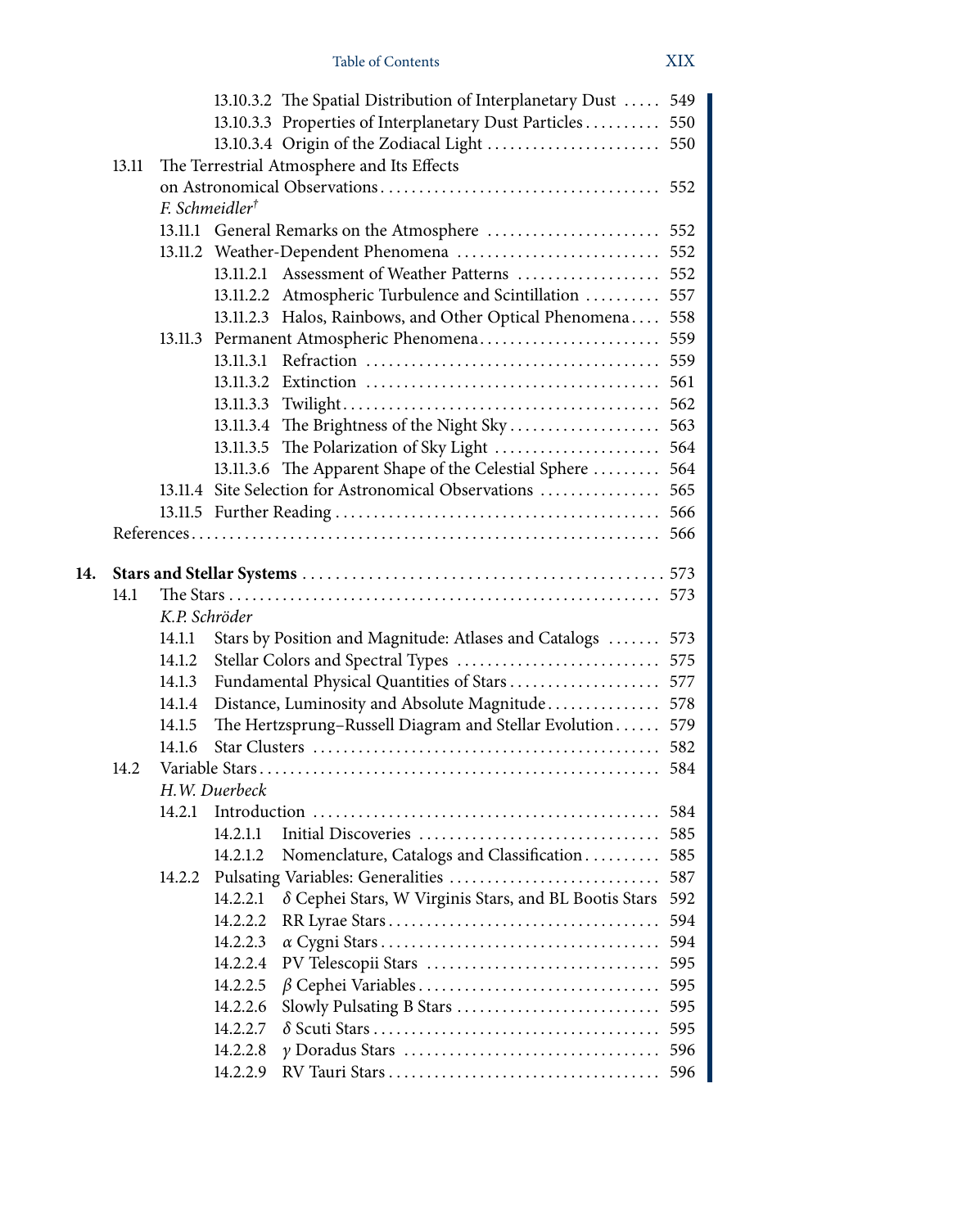13.10.3.2 The Spatial Distribution of Interplanetary Dust ..... 549
13.10.3.3 Properties of Interplanetary Dust Particles .......... 550
13.10.3.4 Origin of the Zodiacal Light ....................... 550

13.11 The Terrestrial Atmosphere and Its Effects on Astronomical Observations ..................................... 552
*F. Schmeidler†*

13.11.1 General Remarks on the Atmosphere ....................... 552
13.11.2 Weather-Dependent Phenomena ........................... 552
13.11.2.1 Assessment of Weather Patterns ................... 552
13.11.2.2 Atmospheric Turbulence and Scintillation .......... 557
13.11.2.3 Halos, Rainbows, and Other Optical Phenomena .... 558
13.11.3 Permanent Atmospheric Phenomena ........................ 559
13.11.3.1 Refraction ....................................... 559
13.11.3.2 Extinction ....................................... 561
13.11.3.3 Twilight .......................................... 562
13.11.3.4 The Brightness of the Night Sky .................... 563
13.11.3.5 The Polarization of Sky Light ...................... 564
13.11.3.6 The Apparent Shape of the Celestial Sphere ......... 564
13.11.4 Site Selection for Astronomical Observations ................ 565
13.11.5 Further Reading ........................................... 566

References ............................................................. 566

**14. Stars and Stellar Systems** ............................................. 573

14.1 The Stars ......................................................... 573
*K.P. Schröder*

14.1.1 Stars by Position and Magnitude: Atlases and Catalogs ....... 573
14.1.2 Stellar Colors and Spectral Types ........................... 575
14.1.3 Fundamental Physical Quantities of Stars .................... 577
14.1.4 Distance, Luminosity and Absolute Magnitude ............... 578
14.1.5 The Hertzsprung–Russell Diagram and Stellar Evolution ...... 579
14.1.6 Star Clusters ............................................. 582

14.2 Variable Stars ..................................................... 584
*H.W. Duerbeck*

14.2.1 Introduction ............................................. 584
14.2.1.1 Initial Discoveries ............................... 585
14.2.1.2 Nomenclature, Catalogs and Classification .......... 585
14.2.2 Pulsating Variables: Generalities ........................... 587
14.2.2.1 $\delta$ Cephei Stars, W Virginis Stars, and BL Bootis Stars 592
14.2.2.2 RR Lyrae Stars .................................... 594
14.2.2.3 $\alpha$ Cygni Stars ..................................... 594
14.2.2.4 PV Telescopii Stars ............................... 595
14.2.2.5 $\beta$ Cephei Variables ................................ 595
14.2.2.6 Slowly Pulsating B Stars ........................... 595
14.2.2.7 $\delta$ Scuti Stars ...................................... 595
14.2.2.8 $\gamma$ Doradus Stars .................................. 596
14.2.2.9 RV Tauri Stars .................................... 596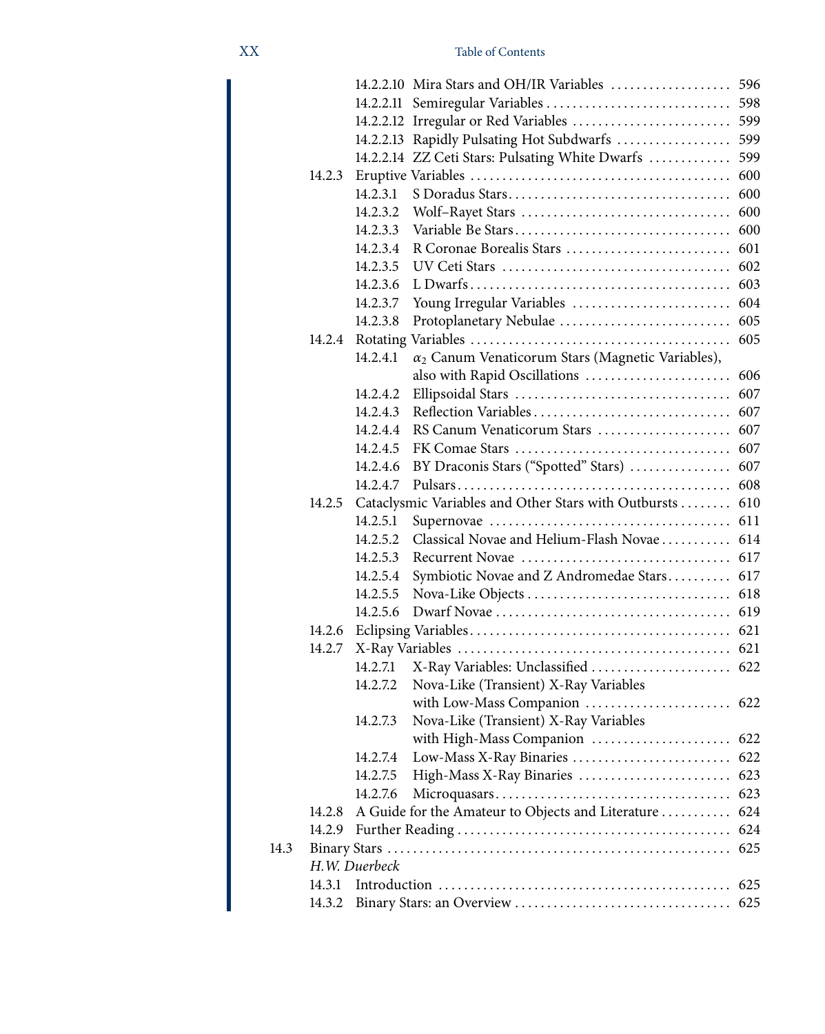14.2.2.10 Mira Stars and OH/IR Variables ... 596
14.2.2.11 Semiregular Variables ... 598
14.2.2.12 Irregular or Red Variables ... 599
14.2.2.13 Rapidly Pulsating Hot Subdwarfs ... 599
14.2.2.14 ZZ Ceti Stars: Pulsating White Dwarfs ... 599

14.2.3 Eruptive Variables ... 600
14.2.3.1 S Doradus Stars ... 600
14.2.3.2 Wolf–Rayet Stars ... 600
14.2.3.3 Variable Be Stars ... 600
14.2.3.4 R Coronae Borealis Stars ... 601
14.2.3.5 UV Ceti Stars ... 602
14.2.3.6 L Dwarfs ... 603
14.2.3.7 Young Irregular Variables ... 604
14.2.3.8 Protoplanetary Nebulae ... 605

14.2.4 Rotating Variables ... 605
14.2.4.1 $\alpha_2$ Canum Venaticorum Stars (Magnetic Variables), also with Rapid Oscillations ... 606
14.2.4.2 Ellipsoidal Stars ... 607
14.2.4.3 Reflection Variables ... 607
14.2.4.4 RS Canum Venaticorum Stars ... 607
14.2.4.5 FK Comae Stars ... 607
14.2.4.6 BY Draconis Stars ("Spotted" Stars) ... 607
14.2.4.7 Pulsars ... 608

14.2.5 Cataclysmic Variables and Other Stars with Outbursts ... 610
14.2.5.1 Supernovae ... 611
14.2.5.2 Classical Novae and Helium-Flash Novae ... 614
14.2.5.3 Recurrent Novae ... 617
14.2.5.4 Symbiotic Novae and Z Andromedae Stars ... 617
14.2.5.5 Nova-Like Objects ... 618
14.2.5.6 Dwarf Novae ... 619

14.2.6 Eclipsing Variables ... 621

14.2.7 X-Ray Variables ... 621
14.2.7.1 X-Ray Variables: Unclassified ... 622
14.2.7.2 Nova-Like (Transient) X-Ray Variables with Low-Mass Companion ... 622
14.2.7.3 Nova-Like (Transient) X-Ray Variables with High-Mass Companion ... 622
14.2.7.4 Low-Mass X-Ray Binaries ... 622
14.2.7.5 High-Mass X-Ray Binaries ... 623
14.2.7.6 Microquasars ... 623

14.2.8 A Guide for the Amateur to Objects and Literature ... 624

14.2.9 Further Reading ... 624

14.3 Binary Stars ... 625
*H.W. Duerbeck*

14.3.1 Introduction ... 625

14.3.2 Binary Stars: an Overview ... 625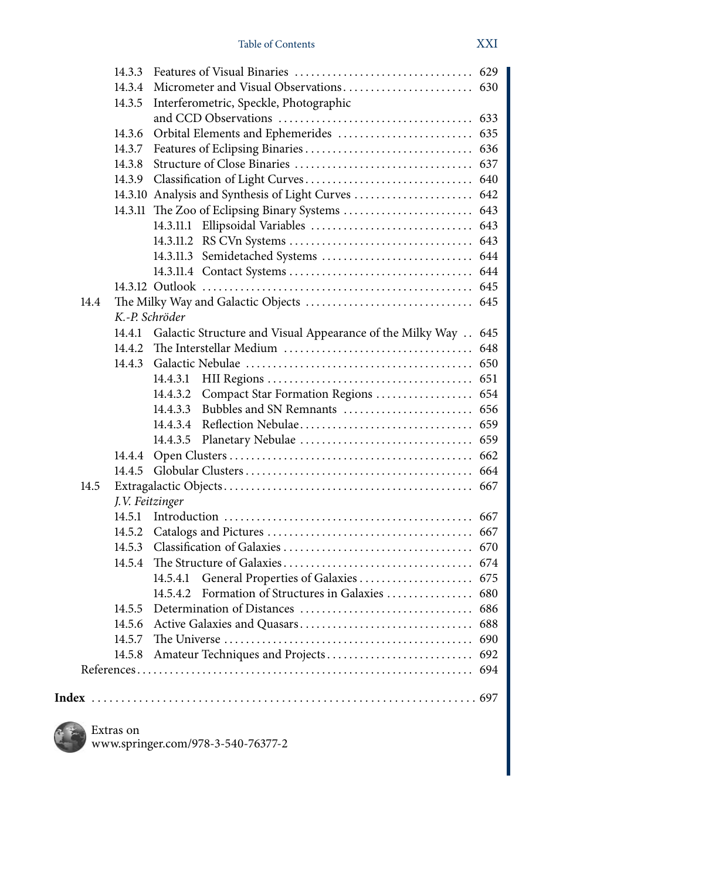14.3.3 Features of Visual Binaries ... 629
14.3.4 Micrometer and Visual Observations ... 630
14.3.5 Interferometric, Speckle, Photographic and CCD Observations ... 633
14.3.6 Orbital Elements and Ephemerides ... 635
14.3.7 Features of Eclipsing Binaries ... 636
14.3.8 Structure of Close Binaries ... 637
14.3.9 Classification of Light Curves ... 640
14.3.10 Analysis and Synthesis of Light Curves ... 642
14.3.11 The Zoo of Eclipsing Binary Systems ... 643
14.3.11.1 Ellipsoidal Variables ... 643
14.3.11.2 RS CVn Systems ... 643
14.3.11.3 Semidetached Systems ... 644
14.3.11.4 Contact Systems ... 644
14.3.12 Outlook ... 645

14.4 The Milky Way and Galactic Objects ... 645
*K.-P. Schröder*
14.4.1 Galactic Structure and Visual Appearance of the Milky Way ... 645
14.4.2 The Interstellar Medium ... 648
14.4.3 Galactic Nebulae ... 650
14.4.3.1 HII Regions ... 651
14.4.3.2 Compact Star Formation Regions ... 654
14.4.3.3 Bubbles and SN Remnants ... 656
14.4.3.4 Reflection Nebulae ... 659
14.4.3.5 Planetary Nebulae ... 659
14.4.4 Open Clusters ... 662
14.4.5 Globular Clusters ... 664

14.5 Extragalactic Objects ... 667
*J. V. Feitzinger*
14.5.1 Introduction ... 667
14.5.2 Catalogs and Pictures ... 667
14.5.3 Classification of Galaxies ... 670
14.5.4 The Structure of Galaxies ... 674
14.5.4.1 General Properties of Galaxies ... 675
14.5.4.2 Formation of Structures in Galaxies ... 680
14.5.5 Determination of Distances ... 686
14.5.6 Active Galaxies and Quasars ... 688
14.5.7 The Universe ... 690
14.5.8 Amateur Techniques and Projects ... 692

References ... 694

**Index** ... 697

Extras on
www.springer.com/978-3-540-76377-2